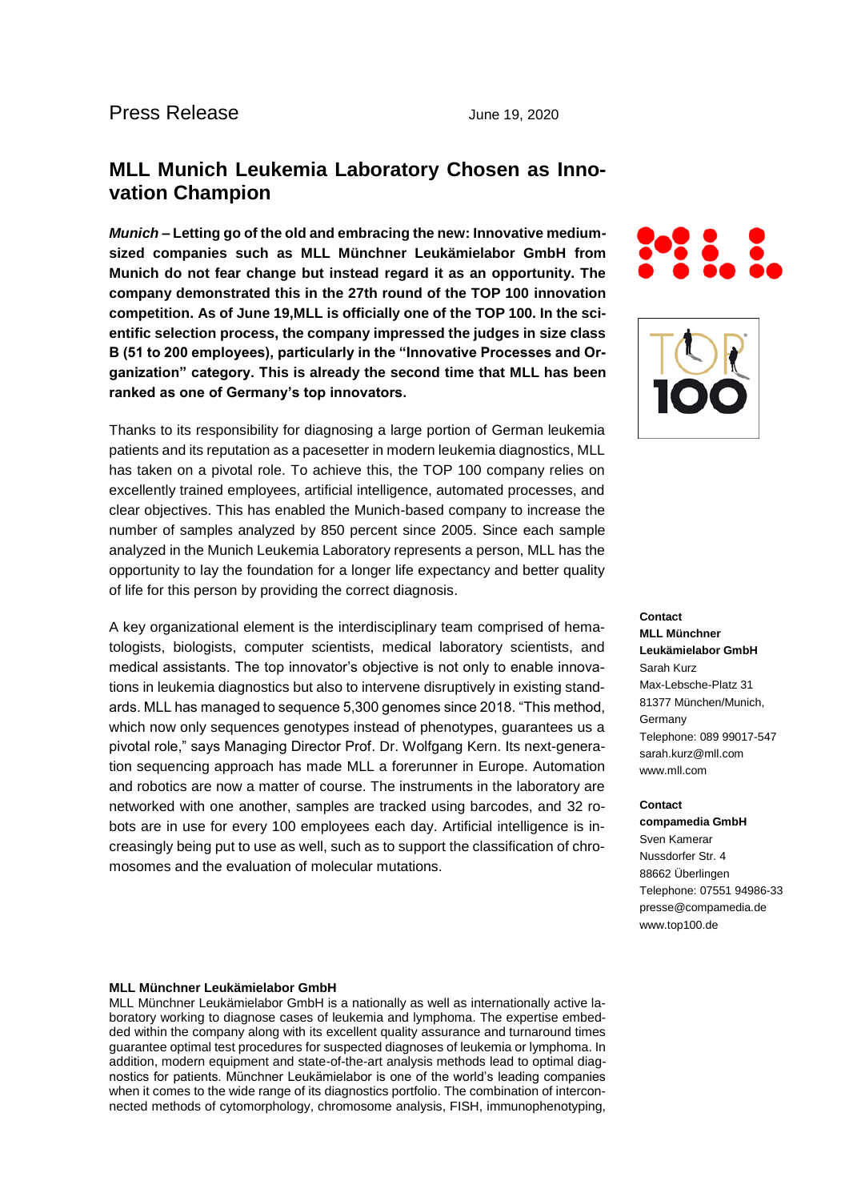Press Release

June 19, 2020

# MLL Munich Leukemia Laboratory Chosen as Innovation Champion

***Munich* – Letting go of the old and embracing the new: Innovative medium-sized companies such as MLL Münchner Leukämielabor GmbH from Munich do not fear change but instead regard it as an opportunity. The company demonstrated this in the 27th round of the TOP 100 innovation competition. As of June 19,MLL is officially one of the TOP 100. In the scientific selection process, the company impressed the judges in size class B (51 to 200 employees), particularly in the "Innovative Processes and Organization" category. This is already the second time that MLL has been ranked as one of Germany's top innovators.**

Thanks to its responsibility for diagnosing a large portion of German leukemia patients and its reputation as a pacesetter in modern leukemia diagnostics, MLL has taken on a pivotal role. To achieve this, the TOP 100 company relies on excellently trained employees, artificial intelligence, automated processes, and clear objectives. This has enabled the Munich-based company to increase the number of samples analyzed by 850 percent since 2005. Since each sample analyzed in the Munich Leukemia Laboratory represents a person, MLL has the opportunity to lay the foundation for a longer life expectancy and better quality of life for this person by providing the correct diagnosis.

A key organizational element is the interdisciplinary team comprised of hematologists, biologists, computer scientists, medical laboratory scientists, and medical assistants. The top innovator's objective is not only to enable innovations in leukemia diagnostics but also to intervene disruptively in existing standards. MLL has managed to sequence 5,300 genomes since 2018. "This method, which now only sequences genotypes instead of phenotypes, guarantees us a pivotal role," says Managing Director Prof. Dr. Wolfgang Kern. Its next-generation sequencing approach has made MLL a forerunner in Europe. Automation and robotics are now a matter of course. The instruments in the laboratory are networked with one another, samples are tracked using barcodes, and 32 robots are in use for every 100 employees each day. Artificial intelligence is increasingly being put to use as well, such as to support the classification of chromosomes and the evaluation of molecular mutations.

**Contact**
**MLL Münchner Leukämielabor GmbH**
Sarah Kurz
Max-Lebsche-Platz 31
81377 München/Munich, Germany
Telephone: 089 99017-547
sarah.kurz@mll.com
www.mll.com

**Contact**
**compamedia GmbH**
Sven Kamerar
Nussdorfer Str. 4
88662 Überlingen
Telephone: 07551 94986-33
presse@compamedia.de
www.top100.de

**MLL Münchner Leukämielabor GmbH**
MLL Münchner Leukämielabor GmbH is a nationally as well as internationally active laboratory working to diagnose cases of leukemia and lymphoma. The expertise embedded within the company along with its excellent quality assurance and turnaround times guarantee optimal test procedures for suspected diagnoses of leukemia or lymphoma. In addition, modern equipment and state-of-the-art analysis methods lead to optimal diagnostics for patients. Münchner Leukämielabor is one of the world's leading companies when it comes to the wide range of its diagnostics portfolio. The combination of interconnected methods of cytomorphology, chromosome analysis, FISH, immunophenotyping,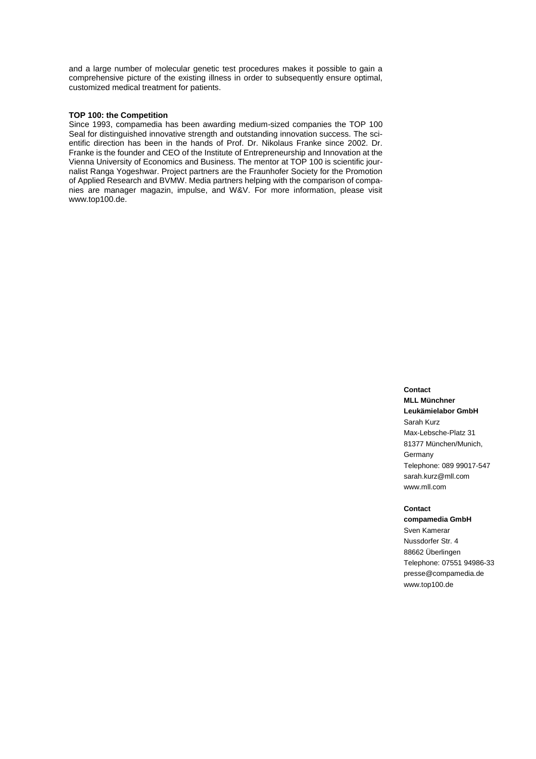and a large number of molecular genetic test procedures makes it possible to gain a comprehensive picture of the existing illness in order to subsequently ensure optimal, customized medical treatment for patients.

**TOP 100: the Competition**

Since 1993, compamedia has been awarding medium-sized companies the TOP 100 Seal for distinguished innovative strength and outstanding innovation success. The scientific direction has been in the hands of Prof. Dr. Nikolaus Franke since 2002. Dr. Franke is the founder and CEO of the Institute of Entrepreneurship and Innovation at the Vienna University of Economics and Business. The mentor at TOP 100 is scientific journalist Ranga Yogeshwar. Project partners are the Fraunhofer Society for the Promotion of Applied Research and BVMW. Media partners helping with the comparison of companies are manager magazin, impulse, and W&V. For more information, please visit www.top100.de.

**Contact**
**MLL Münchner Leukämielabor GmbH**
Sarah Kurz
Max-Lebsche-Platz 31
81377 München/Munich, Germany
Telephone: 089 99017-547
sarah.kurz@mll.com
www.mll.com

**Contact**
**compamedia GmbH**
Sven Kamerar
Nussdorfer Str. 4
88662 Überlingen
Telephone: 07551 94986-33
presse@compamedia.de
www.top100.de